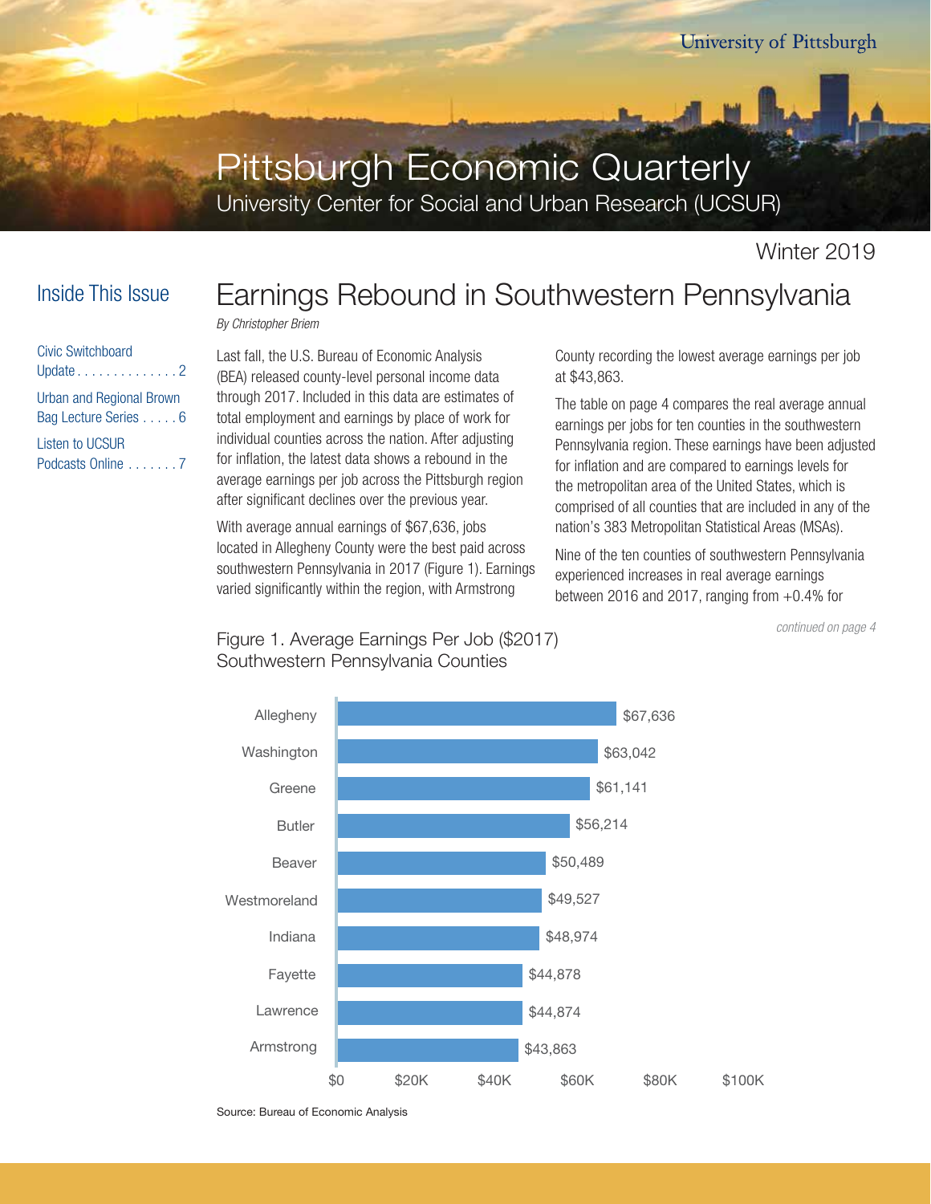# Pittsburgh Economic Quarterly

University Center for Social and Urban Research (UCSUR)

Winter 2019

## Inside This Issue

- Civic Switchboard Update . . . . . . . . . . . . . . 2
- Urban and Regional Brown Bag Lecture Series . . . . . 6
- Listen to UCSUR Podcasts Online . . . . . . . 7

## Earnings Rebound in Southwestern Pennsylvania

*By Christopher Briem*

Last fall, the U.S. Bureau of Economic Analysis (BEA) released county-level personal income data through 2017. Included in this data are estimates of total employment and earnings by place of work for individual counties across the nation. After adjusting for inflation, the latest data shows a rebound in the average earnings per job across the Pittsburgh region after significant declines over the previous year.

With average annual earnings of $67,636, jobs located in Allegheny County were the best paid across southwestern Pennsylvania in 2017 (Figure 1). Earnings varied significantly within the region, with Armstrong County recording the lowest average earnings per job at $43,863.

The table on page 4 compares the real average annual earnings per jobs for ten counties in the southwestern Pennsylvania region. These earnings have been adjusted for inflation and are compared to earnings levels for the metropolitan area of the United States, which is comprised of all counties that are included in any of the nation's 383 Metropolitan Statistical Areas (MSAs).

Nine of the ten counties of southwestern Pennsylvania experienced increases in real average earnings between 2016 and 2017, ranging from +0.4% for

*continued on page 4*

Figure 1. Average Earnings Per Job ($2017) Southwestern Pennsylvania Counties

| County | Average Earnings Per Job |
|---|---|
| Allegheny | $67,636 |
| Washington | $63,042 |
| Greene | $61,141 |
| Butler | $56,214 |
| Beaver | $50,489 |
| Westmoreland | $49,527 |
| Indiana | $48,974 |
| Fayette | $44,878 |
| Lawrence | $44,874 |
| Armstrong | $43,863 |

Source: Bureau of Economic Analysis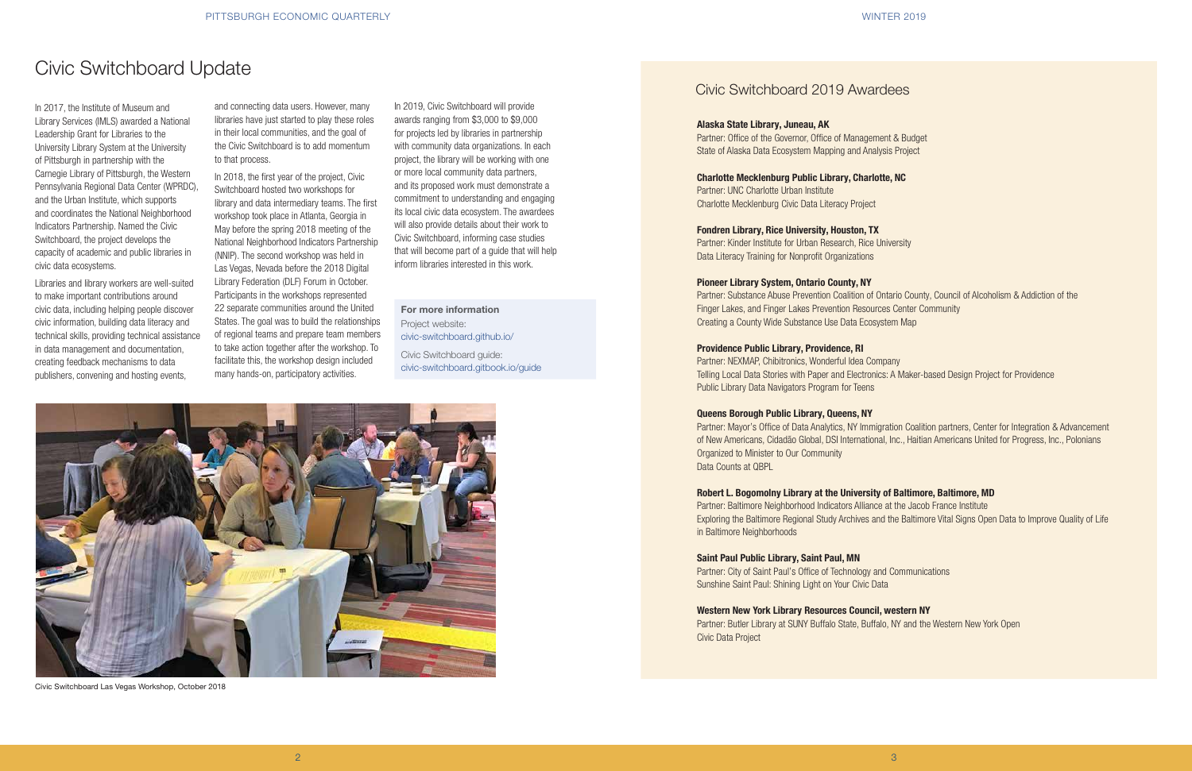# Civic Switchboard Update

In 2017, the Institute of Museum and Library Services (IMLS) awarded a National Leadership Grant for Libraries to the University Library System at the University of Pittsburgh in partnership with the Carnegie Library of Pittsburgh, the Western Pennsylvania Regional Data Center (WPRDC), and the Urban Institute, which supports and coordinates the National Neighborhood Indicators Partnership. Named the Civic Switchboard, the project develops the capacity of academic and public libraries in civic data ecosystems.

Libraries and library workers are well-suited to make important contributions around civic data, including helping people discover civic information, building data literacy and technical skills, providing technical assistance in data management and documentation, creating feedback mechanisms to data publishers, convening and hosting events, and connecting data users. However, many libraries have just started to play these roles in their local communities, and the goal of the Civic Switchboard is to add momentum to that process.

In 2018, the first year of the project, Civic Switchboard hosted two workshops for library and data intermediary teams. The first workshop took place in Atlanta, Georgia in May before the spring 2018 meeting of the National Neighborhood Indicators Partnership (NNIP). The second workshop was held in Las Vegas, Nevada before the 2018 Digital Library Federation (DLF) Forum in October. Participants in the workshops represented 22 separate communities around the United States. The goal was to build the relationships of regional teams and prepare team members to take action together after the workshop. To facilitate this, the workshop design included many hands-on, participatory activities.

In 2019, Civic Switchboard will provide awards ranging from $3,000 to $9,000 for projects led by libraries in partnership with community data organizations. In each project, the library will be working with one or more local community data partners, and its proposed work must demonstrate a commitment to understanding and engaging its local civic data ecosystem. The awardees will also provide details about their work to Civic Switchboard, informing case studies that will become part of a guide that will help inform libraries interested in this work.

**For more information**

Project website:
civic-switchboard.github.io/

Civic Switchboard guide:
civic-switchboard.gitbook.io/guide

Civic Switchboard Las Vegas Workshop, October 2018

## Civic Switchboard 2019 Awardees

**Alaska State Library, Juneau, AK**
Partner: Office of the Governor, Office of Management & Budget
State of Alaska Data Ecosystem Mapping and Analysis Project

**Charlotte Mecklenburg Public Library, Charlotte, NC**
Partner: UNC Charlotte Urban Institute
Charlotte Mecklenburg Civic Data Literacy Project

**Fondren Library, Rice University, Houston, TX**
Partner: Kinder Institute for Urban Research, Rice University
Data Literacy Training for Nonprofit Organizations

**Pioneer Library System, Ontario County, NY**
Partner: Substance Abuse Prevention Coalition of Ontario County, Council of Alcoholism & Addiction of the Finger Lakes, and Finger Lakes Prevention Resources Center Community
Creating a County Wide Substance Use Data Ecosystem Map

**Providence Public Library, Providence, RI**
Partner: NEXMAP, Chibitronics, Wonderful Idea Company
Telling Local Data Stories with Paper and Electronics: A Maker-based Design Project for Providence Public Library Data Navigators Program for Teens

**Queens Borough Public Library, Queens, NY**
Partner: Mayor's Office of Data Analytics, NY Immigration Coalition partners, Center for Integration & Advancement of New Americans, Cidadão Global, DSI International, Inc., Haitian Americans United for Progress, Inc., Polonians Organized to Minister to Our Community
Data Counts at QBPL

**Robert L. Bogomolny Library at the University of Baltimore, Baltimore, MD**
Partner: Baltimore Neighborhood Indicators Alliance at the Jacob France Institute
Exploring the Baltimore Regional Study Archives and the Baltimore Vital Signs Open Data to Improve Quality of Life in Baltimore Neighborhoods

**Saint Paul Public Library, Saint Paul, MN**
Partner: City of Saint Paul's Office of Technology and Communications
Sunshine Saint Paul: Shining Light on Your Civic Data

**Western New York Library Resources Council, western NY**
Partner: Butler Library at SUNY Buffalo State, Buffalo, NY and the Western New York Open Civic Data Project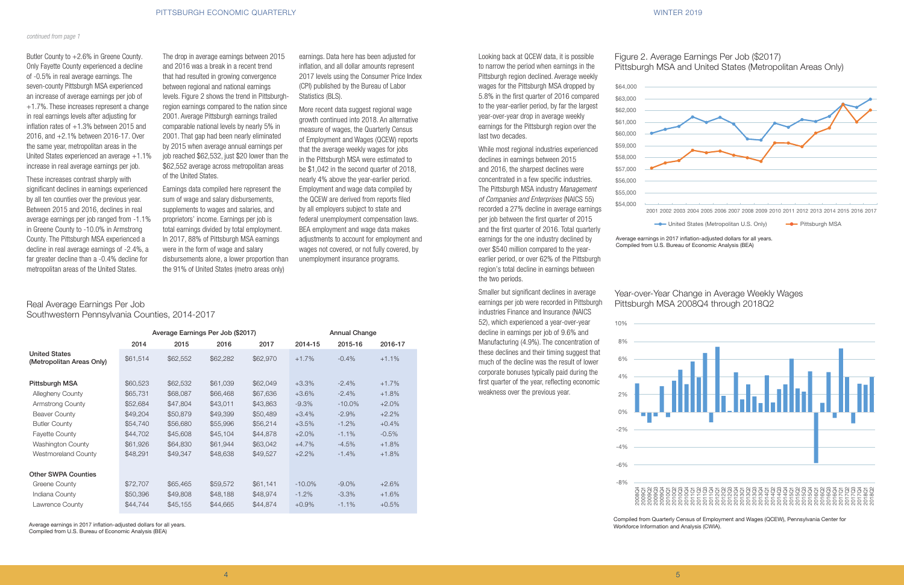*continued from page 1*

Butler County to +2.6% in Greene County. Only Fayette County experienced a decline of -0.5% in real average earnings. The seven-county Pittsburgh MSA experienced an increase of average earnings per job of +1.7%. These increases represent a change in real earnings levels after adjusting for inflation rates of +1.3% between 2015 and 2016, and +2.1% between 2016-17. Over the same year, metropolitan areas in the United States experienced an average +1.1% increase in real average earnings per job.

These increases contrast sharply with significant declines in earnings experienced by all ten counties over the previous year. Between 2015 and 2016, declines in real average earnings per job ranged from -1.1% in Greene County to -10.0% in Armstrong County. The Pittsburgh MSA experienced a decline in real average earnings of -2.4%, a far greater decline than a -0.4% decline for metropolitan areas of the United States.

The drop in average earnings between 2015 and 2016 was a break in a recent trend that had resulted in growing convergence between regional and national earnings levels. Figure 2 shows the trend in Pittsburgh-region earnings compared to the nation since 2001. Average Pittsburgh earnings trailed comparable national levels by nearly 5% in 2001. That gap had been nearly eliminated by 2015 when average annual earnings per job reached $62,532, just $20 lower than the $62,552 average across metropolitan areas of the United States.

Earnings data compiled here represent the sum of wage and salary disbursements, supplements to wages and salaries, and proprietors' income. Earnings per job is total earnings divided by total employment. In 2017, 88% of Pittsburgh MSA earnings were in the form of wage and salary disbursements alone, a lower proportion than the 91% of United States (metro areas only) earnings. Data here has been adjusted for inflation, and all dollar amounts represent 2017 levels using the Consumer Price Index (CPI) published by the Bureau of Labor Statistics (BLS).

More recent data suggest regional wage growth continued into 2018. An alternative measure of wages, the Quarterly Census of Employment and Wages (QCEW) reports that the average weekly wages for jobs in the Pittsburgh MSA were estimated to be $1,042 in the second quarter of 2018, nearly 4% above the year-earlier period. Employment and wage data compiled by the QCEW are derived from reports filed by all employers subject to state and federal unemployment compensation laws. BEA employment and wage data makes adjustments to account for employment and wages not covered, or not fully covered, by unemployment insurance programs.

## Real Average Earnings Per Job
## Southwestern Pennsylvania Counties, 2014-2017

| | Average Earnings Per Job ($2017) | | | | Annual Change | | |
|---|---|---|---|---|---|---|---|
| | 2014 | 2015 | 2016 | 2017 | 2014-15 | 2015-16 | 2016-17 |
| **United States (Metropolitan Areas Only)** | $61,514 | $62,552 | $62,282 | $62,970 | +1.7% | -0.4% | +1.1% |
| **Pittsburgh MSA** | $60,523 | $62,532 | $61,039 | $62,049 | +3.3% | -2.4% | +1.7% |
| Allegheny County | $65,731 | $68,087 | $66,468 | $67,636 | +3.6% | -2.4% | +1.8% |
| Armstrong County | $52,684 | $47,804 | $43,011 | $43,863 | -9.3% | -10.0% | +2.0% |
| Beaver County | $49,204 | $50,879 | $49,399 | $50,489 | +3.4% | -2.9% | +2.2% |
| Butler County | $54,740 | $56,680 | $55,996 | $56,214 | +3.5% | -1.2% | +0.4% |
| Fayette County | $44,702 | $45,608 | $45,104 | $44,878 | +2.0% | -1.1% | -0.5% |
| Washington County | $61,926 | $64,830 | $61,944 | $63,042 | +4.7% | -4.5% | +1.8% |
| Westmoreland County | $48,291 | $49,347 | $48,638 | $49,527 | +2.2% | -1.4% | +1.8% |
| **Other SWPA Counties** | | | | | | | |
| Greene County | $72,707 | $65,465 | $59,572 | $61,141 | -10.0% | -9.0% | +2.6% |
| Indiana County | $50,396 | $49,808 | $48,188 | $48,974 | -1.2% | -3.3% | +1.6% |
| Lawrence County | $44,744 | $45,155 | $44,665 | $44,874 | +0.9% | -1.1% | +0.5% |

Average earnings in 2017 inflation-adjusted dollars for all years.
Compiled from U.S. Bureau of Economic Analysis (BEA)

Looking back at QCEW data, it is possible to narrow the period when earnings in the Pittsburgh region declined. Average weekly wages for the Pittsburgh MSA dropped by 5.8% in the first quarter of 2016 compared to the year-earlier period, by far the largest year-over-year drop in average weekly earnings for the Pittsburgh region over the last two decades.

While most regional industries experienced declines in earnings between 2015 and 2016, the sharpest declines were concentrated in a few specific industries. The Pittsburgh MSA industry *Management of Companies and Enterprises* (NAICS 55) recorded a 27% decline in average earnings per job between the first quarter of 2015 and the first quarter of 2016. Total quarterly earnings for the one industry declined by over $540 million compared to the year-earlier period, or over 62% of the Pittsburgh region's total decline in earnings between the two periods.

Smaller but significant declines in average earnings per job were recorded in Pittsburgh industries Finance and Insurance (NAICS 52), which experienced a year-over-year decline in earnings per job of 9.6% and Manufacturing (4.9%). The concentration of these declines and their timing suggest that much of the decline was the result of lower corporate bonuses typically paid during the first quarter of the year, reflecting economic weakness over the previous year.

## Figure 2. Average Earnings Per Job ($2017)
## Pittsburgh MSA and United States (Metropolitan Areas Only)

Average earnings in 2017 inflation-adjusted dollars for all years.
Compiled from U.S. Bureau of Economic Analysis (BEA)

## Year-over-Year Change in Average Weekly Wages
## Pittsburgh MSA 2008Q4 through 2018Q2

Compiled from Quarterly Census of Employment and Wages (QCEW), Pennsylvania Center for Workforce Information and Analysis (CWIA).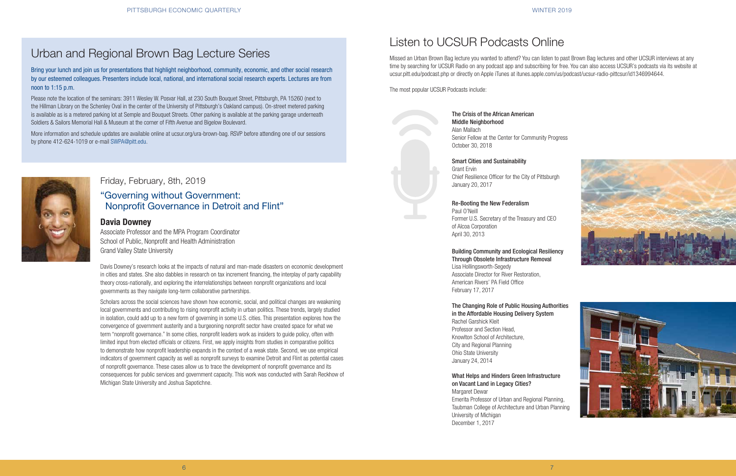## Urban and Regional Brown Bag Lecture Series

Bring your lunch and join us for presentations that highlight neighborhood, community, economic, and other social research by our esteemed colleagues. Presenters include local, national, and international social research experts. Lectures are from noon to 1:15 p.m.

Please note the location of the seminars: 3911 Wesley W. Posvar Hall, at 230 South Bouquet Street, Pittsburgh, PA 15260 (next to the Hillman Library on the Schenley Oval in the center of the University of Pittsburgh's Oakland campus). On-street metered parking is available as is a metered parking lot at Semple and Bouquet Streets. Other parking is available at the parking garage underneath Soldiers & Sailors Memorial Hall & Museum at the corner of Fifth Avenue and Bigelow Boulevard.

More information and schedule updates are available online at ucsur.org/ura-brown-bag. RSVP before attending one of our sessions by phone 412-624-1019 or e-mail SWPA@pitt.edu.

### Friday, February, 8th, 2019

### "Governing without Government: Nonprofit Governance in Detroit and Flint"

**Davia Downey**

Associate Professor and the MPA Program Coordinator
School of Public, Nonprofit and Health Administration
Grand Valley State University

Davis Downey's research looks at the impacts of natural and man-made disasters on economic development in cities and states. She also dabbles in research on tax increment financing, the interplay of party capability theory cross-nationally, and exploring the interrelationships between nonprofit organizations and local governments as they navigate long-term collaborative partnerships.

Scholars across the social sciences have shown how economic, social, and political changes are weakening local governments and contributing to rising nonprofit activity in urban politics. These trends, largely studied in isolation, could add up to a new form of governing in some U.S. cities. This presentation explores how the convergence of government austerity and a burgeoning nonprofit sector have created space for what we term "nonprofit governance." In some cities, nonprofit leaders work as insiders to guide policy, often with limited input from elected officials or citizens. First, we apply insights from studies in comparative politics to demonstrate how nonprofit leadership expands in the context of a weak state. Second, we use empirical indicators of government capacity as well as nonprofit surveys to examine Detroit and Flint as potential cases of nonprofit governance. These cases allow us to trace the development of nonprofit governance and its consequences for public services and government capacity. This work was conducted with Sarah Reckhow of Michigan State University and Joshua Sapotichne.

## Listen to UCSUR Podcasts Online

Missed an Urban Brown Bag lecture you wanted to attend? You can listen to past Brown Bag lectures and other UCSUR interviews at any time by searching for UCSUR Radio on any podcast app and subscribing for free. You can also access UCSUR's podcasts via its website at ucsur.pitt.edu/podcast.php or directly on Apple iTunes at itunes.apple.com/us/podcast/ucsur-radio-pittcsur/id1346994644.

The most popular UCSUR Podcasts include:

**The Crisis of the African American Middle Neighborhood**
Alan Mallach
Senior Fellow at the Center for Community Progress
October 30, 2018

**Smart Cities and Sustainability**
Grant Ervin
Chief Resilience Officer for the City of Pittsburgh
January 20, 2017

**Re-Booting the New Federalism**
Paul O'Neill
Former U.S. Secretary of the Treasury and CEO of Alcoa Corporation
April 30, 2013

**Building Community and Ecological Resiliency Through Obsolete Infrastructure Removal**
Lisa Hollingsworth-Segedy
Associate Director for River Restoration, American Rivers' PA Field Office
February 17, 2017

**The Changing Role of Public Housing Authorities in the Affordable Housing Delivery System**
Rachel Garshick Kleit
Professor and Section Head, Knowlton School of Architecture, City and Regional Planning
Ohio State University
January 24, 2014

**What Helps and Hinders Green Infrastructure on Vacant Land in Legacy Cities?**
Margaret Dewar
Emerita Professor of Urban and Regional Planning, Taubman College of Architecture and Urban Planning
University of Michigan
December 1, 2017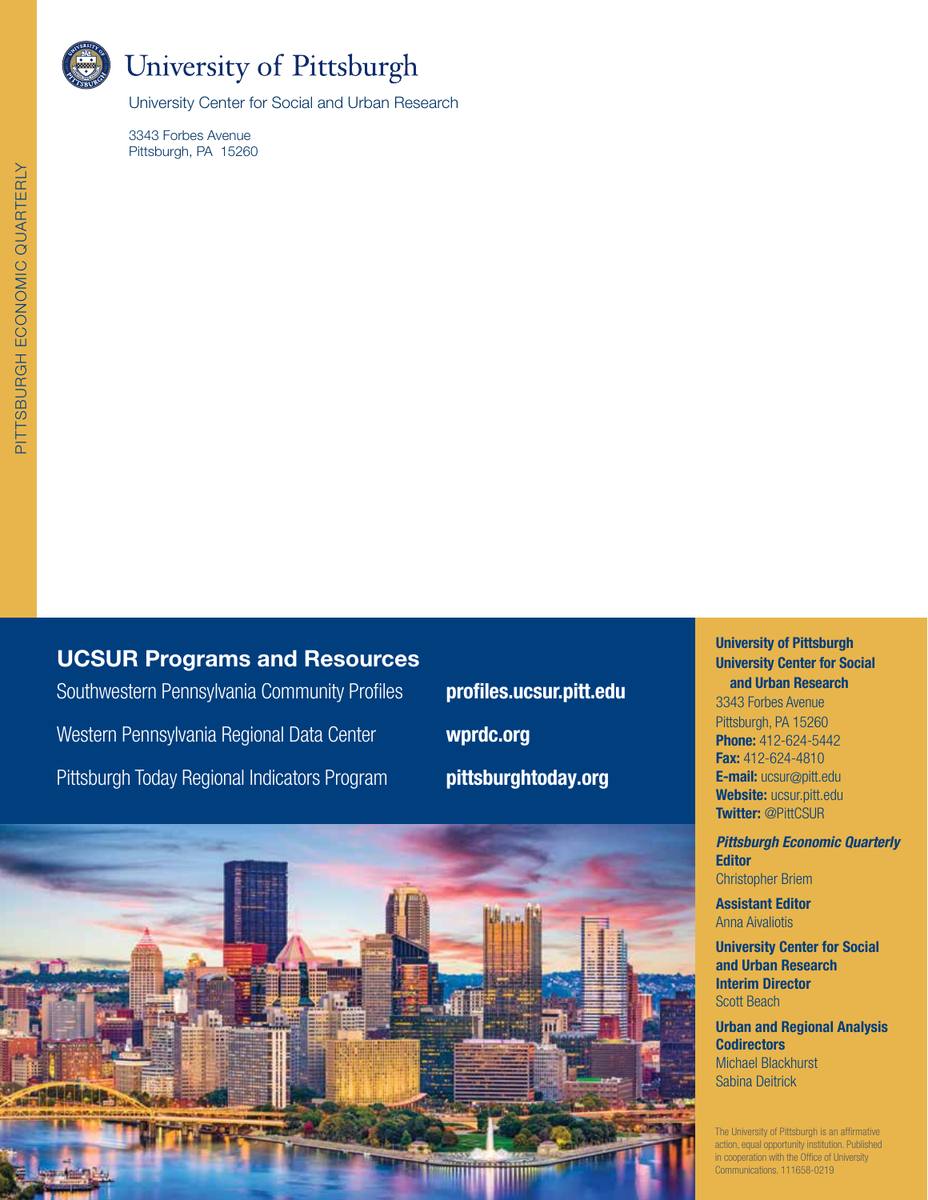# University of Pittsburgh

University Center for Social and Urban Research

3343 Forbes Avenue
Pittsburgh, PA 15260

PITTSBURGH ECONOMIC QUARTERLY

## UCSUR Programs and Resources

| | |
|---|---|
| Southwestern Pennsylvania Community Profiles | **profiles.ucsur.pitt.edu** |
| Western Pennsylvania Regional Data Center | **wprdc.org** |
| Pittsburgh Today Regional Indicators Program | **pittsburghtoday.org** |

**University of Pittsburgh**
**University Center for Social and Urban Research**
3343 Forbes Avenue
Pittsburgh, PA 15260
**Phone:** 412-624-5442
**Fax:** 412-624-4810
**E-mail:** ucsur@pitt.edu
**Website:** ucsur.pitt.edu
**Twitter:** @PittCSUR

***Pittsburgh Economic Quarterly***
**Editor**
Christopher Briem

**Assistant Editor**
Anna Aivaliotis

**University Center for Social and Urban Research Interim Director**
Scott Beach

**Urban and Regional Analysis Codirectors**
Michael Blackhurst
Sabina Deitrick

The University of Pittsburgh is an affirmative action, equal opportunity institution. Published in cooperation with the Office of University Communications. 111658-0219